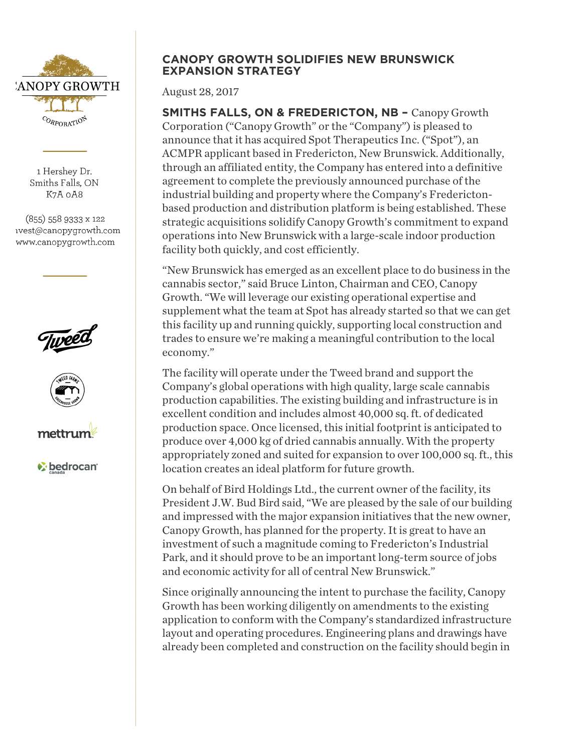# CANOPY GROWTH SOLIDIFIES NEW BRUNSWICK EXPANSION STRATEGY

August 28, 2017

**SMITHS FALLS, ON & FREDERICTON, NB –** Canopy Growth Corporation ("Canopy Growth" or the "Company") is pleased to announce that it has acquired Spot Therapeutics Inc. ("Spot"), an ACMPR applicant based in Fredericton, New Brunswick. Additionally, through an affiliated entity, the Company has entered into a definitive agreement to complete the previously announced purchase of the industrial building and property where the Company's Fredericton-based production and distribution platform is being established. These strategic acquisitions solidify Canopy Growth's commitment to expand operations into New Brunswick with a large-scale indoor production facility both quickly, and cost efficiently.

"New Brunswick has emerged as an excellent place to do business in the cannabis sector," said Bruce Linton, Chairman and CEO, Canopy Growth. "We will leverage our existing operational expertise and supplement what the team at Spot has already started so that we can get this facility up and running quickly, supporting local construction and trades to ensure we're making a meaningful contribution to the local economy."

The facility will operate under the Tweed brand and support the Company's global operations with high quality, large scale cannabis production capabilities. The existing building and infrastructure is in excellent condition and includes almost 40,000 sq. ft. of dedicated production space. Once licensed, this initial footprint is anticipated to produce over 4,000 kg of dried cannabis annually. With the property appropriately zoned and suited for expansion to over 100,000 sq. ft., this location creates an ideal platform for future growth.

On behalf of Bird Holdings Ltd., the current owner of the facility, its President J.W. Bud Bird said, "We are pleased by the sale of our building and impressed with the major expansion initiatives that the new owner, Canopy Growth, has planned for the property. It is great to have an investment of such a magnitude coming to Fredericton's Industrial Park, and it should prove to be an important long-term source of jobs and economic activity for all of central New Brunswick."

Since originally announcing the intent to purchase the facility, Canopy Growth has been working diligently on amendments to the existing application to conform with the Company's standardized infrastructure layout and operating procedures. Engineering plans and drawings have already been completed and construction on the facility should begin in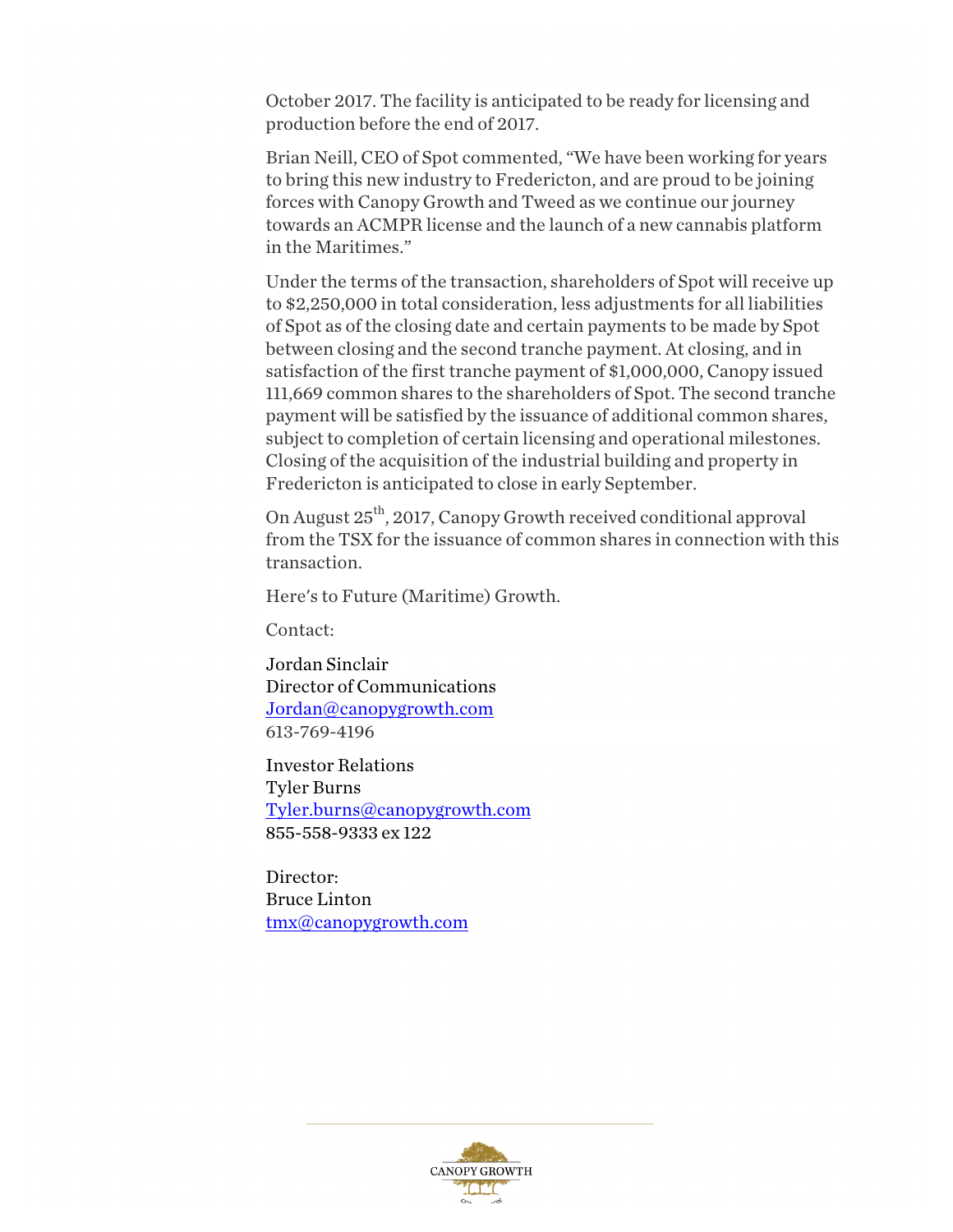October 2017. The facility is anticipated to be ready for licensing and production before the end of 2017.

Brian Neill, CEO of Spot commented, "We have been working for years to bring this new industry to Fredericton, and are proud to be joining forces with Canopy Growth and Tweed as we continue our journey towards an ACMPR license and the launch of a new cannabis platform in the Maritimes."

Under the terms of the transaction, shareholders of Spot will receive up to $2,250,000 in total consideration, less adjustments for all liabilities of Spot as of the closing date and certain payments to be made by Spot between closing and the second tranche payment. At closing, and in satisfaction of the first tranche payment of $1,000,000, Canopy issued 111,669 common shares to the shareholders of Spot. The second tranche payment will be satisfied by the issuance of additional common shares, subject to completion of certain licensing and operational milestones. Closing of the acquisition of the industrial building and property in Fredericton is anticipated to close in early September.

On August 25th, 2017, Canopy Growth received conditional approval from the TSX for the issuance of common shares in connection with this transaction.

Here's to Future (Maritime) Growth.

Contact:

Jordan Sinclair
Director of Communications
Jordan@canopygrowth.com
613-769-4196

Investor Relations
Tyler Burns
Tyler.burns@canopygrowth.com
855-558-9333 ex 122

Director:
Bruce Linton
tmx@canopygrowth.com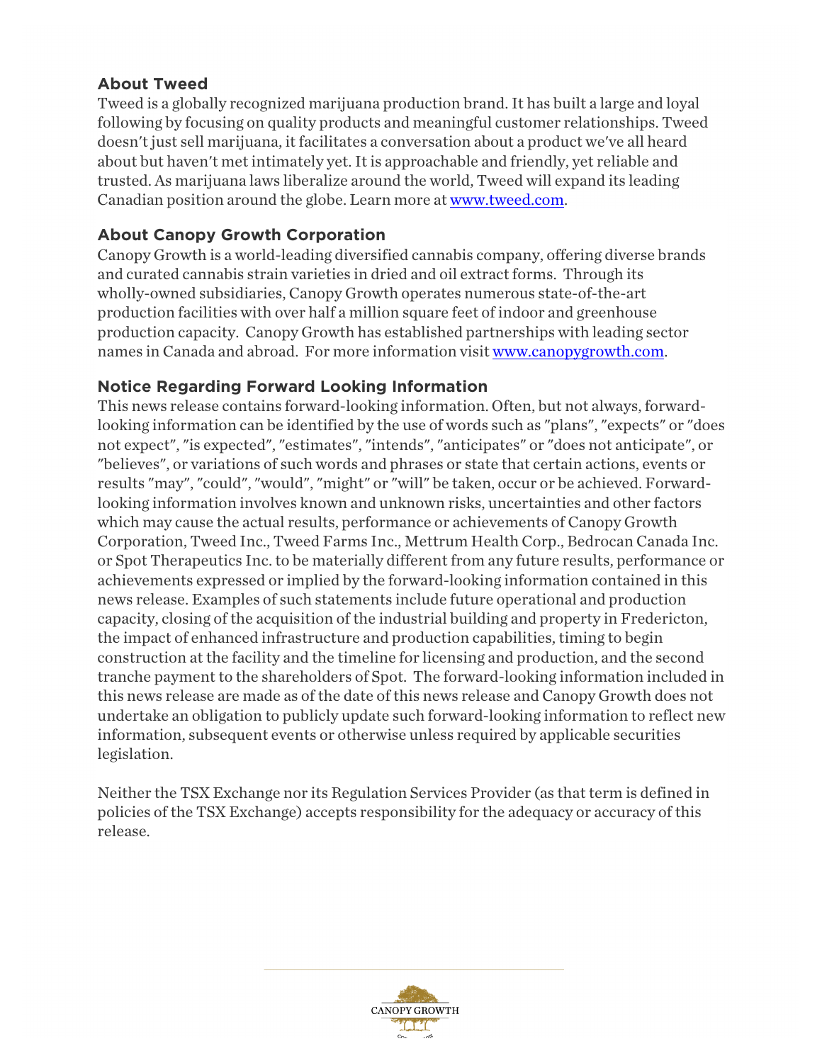## About Tweed

Tweed is a globally recognized marijuana production brand. It has built a large and loyal following by focusing on quality products and meaningful customer relationships. Tweed doesn't just sell marijuana, it facilitates a conversation about a product we've all heard about but haven't met intimately yet. It is approachable and friendly, yet reliable and trusted. As marijuana laws liberalize around the world, Tweed will expand its leading Canadian position around the globe. Learn more at [www.tweed.com](http://www.tweed.com).

## About Canopy Growth Corporation

Canopy Growth is a world-leading diversified cannabis company, offering diverse brands and curated cannabis strain varieties in dried and oil extract forms. Through its wholly-owned subsidiaries, Canopy Growth operates numerous state-of-the-art production facilities with over half a million square feet of indoor and greenhouse production capacity. Canopy Growth has established partnerships with leading sector names in Canada and abroad. For more information visit [www.canopygrowth.com](http://www.canopygrowth.com).

## Notice Regarding Forward Looking Information

This news release contains forward-looking information. Often, but not always, forward-looking information can be identified by the use of words such as "plans", "expects" or "does not expect", "is expected", "estimates", "intends", "anticipates" or "does not anticipate", or "believes", or variations of such words and phrases or state that certain actions, events or results "may", "could", "would", "might" or "will" be taken, occur or be achieved. Forward-looking information involves known and unknown risks, uncertainties and other factors which may cause the actual results, performance or achievements of Canopy Growth Corporation, Tweed Inc., Tweed Farms Inc., Mettrum Health Corp., Bedrocan Canada Inc. or Spot Therapeutics Inc. to be materially different from any future results, performance or achievements expressed or implied by the forward-looking information contained in this news release. Examples of such statements include future operational and production capacity, closing of the acquisition of the industrial building and property in Fredericton, the impact of enhanced infrastructure and production capabilities, timing to begin construction at the facility and the timeline for licensing and production, and the second tranche payment to the shareholders of Spot. The forward-looking information included in this news release are made as of the date of this news release and Canopy Growth does not undertake an obligation to publicly update such forward-looking information to reflect new information, subsequent events or otherwise unless required by applicable securities legislation.

Neither the TSX Exchange nor its Regulation Services Provider (as that term is defined in policies of the TSX Exchange) accepts responsibility for the adequacy or accuracy of this release.